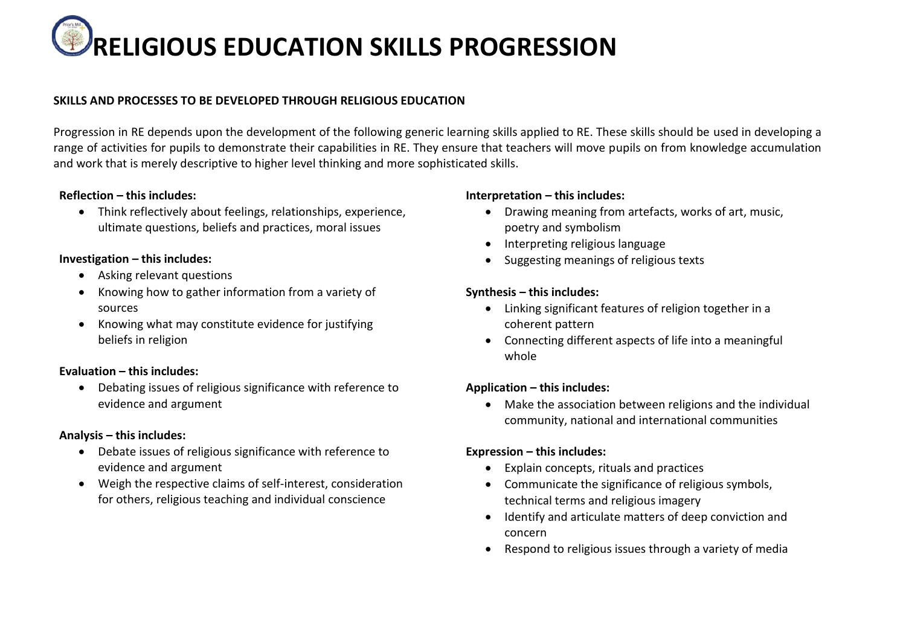# RELIGIOUS EDUCATION SKILLS PROGRESSION

**SKILLS AND PROCESSES TO BE DEVELOPED THROUGH RELIGIOUS EDUCATION**

Progression in RE depends upon the development of the following generic learning skills applied to RE. These skills should be used in developing a range of activities for pupils to demonstrate their capabilities in RE. They ensure that teachers will move pupils on from knowledge accumulation and work that is merely descriptive to higher level thinking and more sophisticated skills.

**Reflection – this includes:**

- Think reflectively about feelings, relationships, experience, ultimate questions, beliefs and practices, moral issues

**Investigation – this includes:**

- Asking relevant questions
- Knowing how to gather information from a variety of sources
- Knowing what may constitute evidence for justifying beliefs in religion

**Evaluation – this includes:**

- Debating issues of religious significance with reference to evidence and argument

**Analysis – this includes:**

- Debate issues of religious significance with reference to evidence and argument
- Weigh the respective claims of self-interest, consideration for others, religious teaching and individual conscience

**Interpretation – this includes:**

- Drawing meaning from artefacts, works of art, music, poetry and symbolism
- Interpreting religious language
- Suggesting meanings of religious texts

**Synthesis – this includes:**

- Linking significant features of religion together in a coherent pattern
- Connecting different aspects of life into a meaningful whole

**Application – this includes:**

- Make the association between religions and the individual community, national and international communities

**Expression – this includes:**

- Explain concepts, rituals and practices
- Communicate the significance of religious symbols, technical terms and religious imagery
- Identify and articulate matters of deep conviction and concern
- Respond to religious issues through a variety of media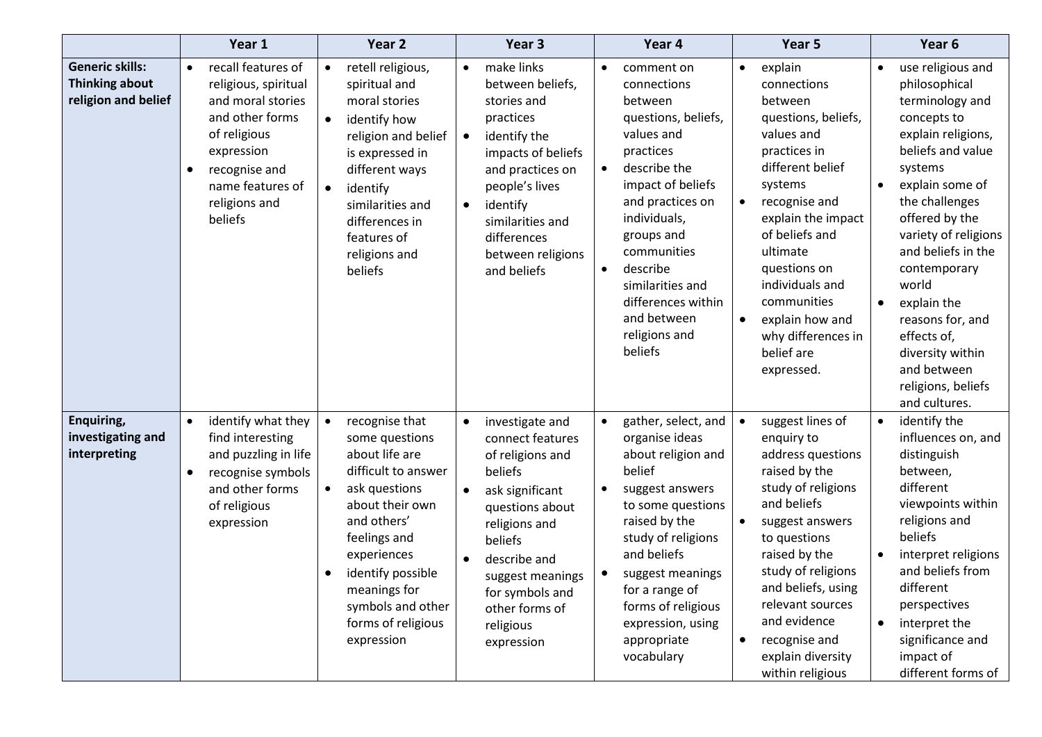| | Year 1 | Year 2 | Year 3 | Year 4 | Year 5 | Year 6 |
|---|---|---|---|---|---|---|
| **Generic skills: Thinking about religion and belief** | • recall features of religious, spiritual and moral stories and other forms of religious expression<br>• recognise and name features of religions and beliefs | • retell religious, spiritual and moral stories<br>• identify how religion and belief is expressed in different ways<br>• identify similarities and differences in features of religions and beliefs | • make links between beliefs, stories and practices<br>• identify the impacts of beliefs and practices on people's lives<br>• identify similarities and differences between religions and beliefs | • comment on connections between questions, beliefs, values and practices<br>• describe the impact of beliefs and practices on individuals, groups and communities<br>• describe similarities and differences within and between religions and beliefs | • explain connections between questions, beliefs, values and practices in different belief systems<br>• recognise and explain the impact of beliefs and ultimate questions on individuals and communities<br>• explain how and why differences in belief are expressed. | • use religious and philosophical terminology and concepts to explain religions, beliefs and value systems<br>• explain some of the challenges offered by the variety of religions and beliefs in the contemporary world<br>• explain the reasons for, and effects of, diversity within and between religions, beliefs and cultures. |
| **Enquiring, investigating and interpreting** | • identify what they find interesting and puzzling in life<br>• recognise symbols and other forms of religious expression | • recognise that some questions about life are difficult to answer<br>• ask questions about their own and others' feelings and experiences<br>• identify possible meanings for symbols and other forms of religious expression | • investigate and connect features of religions and beliefs<br>• ask significant questions about religions and beliefs<br>• describe and suggest meanings for symbols and other forms of religious expression | • gather, select, and organise ideas about religion and belief<br>• suggest answers to some questions raised by the study of religions and beliefs<br>• suggest meanings for a range of forms of religious expression, using appropriate vocabulary | • suggest lines of enquiry to address questions raised by the study of religions and beliefs<br>• suggest answers to questions raised by the study of religions and beliefs, using relevant sources and evidence<br>• recognise and explain diversity within religious | • identify the influences on, and distinguish between, different viewpoints within religions and beliefs<br>• interpret religions and beliefs from different perspectives<br>• interpret the significance and impact of different forms of |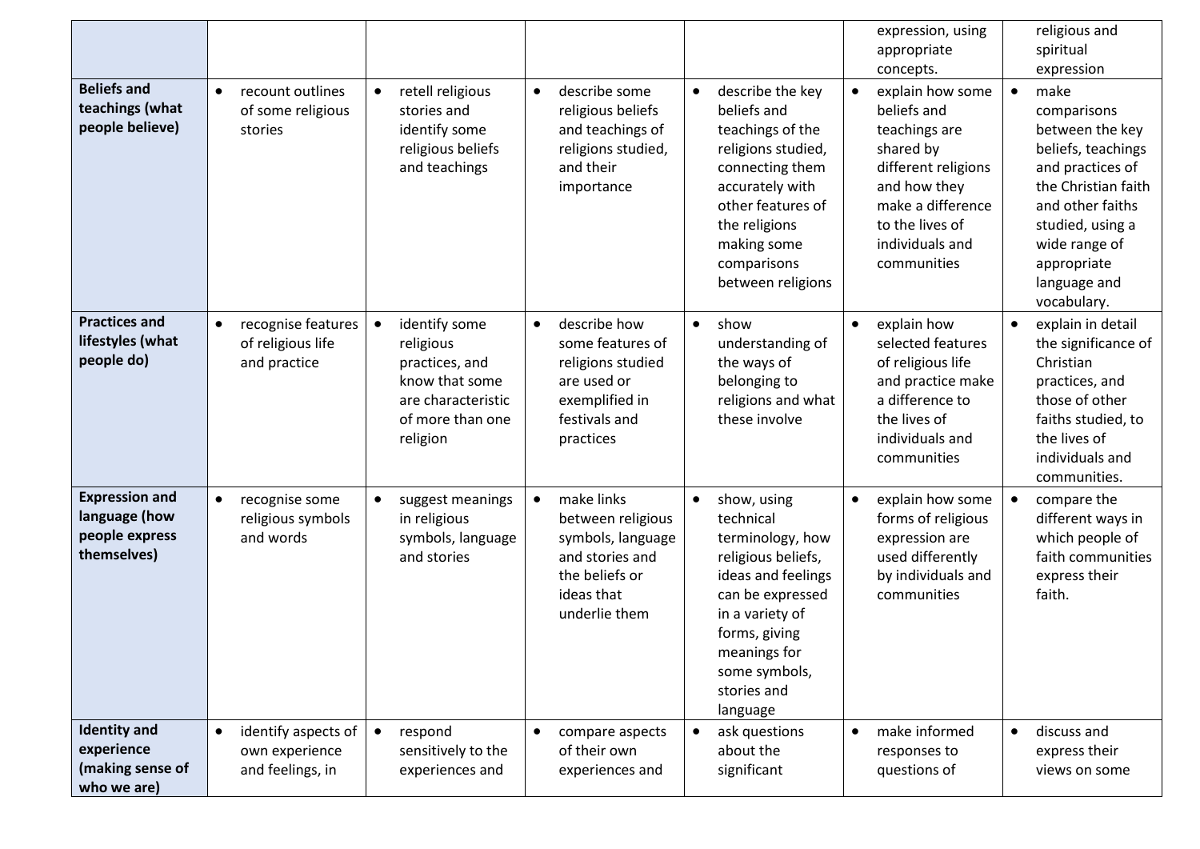| | | | | | | |
|---|---|---|---|---|---|---|
| | | | | | expression, using appropriate concepts. | religious and spiritual expression |
| **Beliefs and teachings (what people believe)** | • recount outlines of some religious stories | • retell religious stories and identify some religious beliefs and teachings | • describe some religious beliefs and teachings of religions studied, and their importance | • describe the key beliefs and teachings of the religions studied, connecting them accurately with other features of the religions making some comparisons between religions | • explain how some beliefs and teachings are shared by different religions and how they make a difference to the lives of individuals and communities | • make comparisons between the key beliefs, teachings and practices of the Christian faith and other faiths studied, using a wide range of appropriate language and vocabulary. |
| **Practices and lifestyles (what people do)** | • recognise features of religious life and practice | • identify some religious practices, and know that some are characteristic of more than one religion | • describe how some features of religions studied are used or exemplified in festivals and practices | • show understanding of the ways of belonging to religions and what these involve | • explain how selected features of religious life and practice make a difference to the lives of individuals and communities | • explain in detail the significance of Christian practices, and those of other faiths studied, to the lives of individuals and communities. |
| **Expression and language (how people express themselves)** | • recognise some religious symbols and words | • suggest meanings in religious symbols, language and stories | • make links between religious symbols, language and stories and the beliefs or ideas that underlie them | • show, using technical terminology, how religious beliefs, ideas and feelings can be expressed in a variety of forms, giving meanings for some symbols, stories and language | • explain how some forms of religious expression are used differently by individuals and communities | • compare the different ways in which people of faith communities express their faith. |
| **Identity and experience (making sense of who we are)** | • identify aspects of own experience and feelings, in | • respond sensitively to the experiences and | • compare aspects of their own experiences and | • ask questions about the significant | • make informed responses to questions of | • discuss and express their views on some |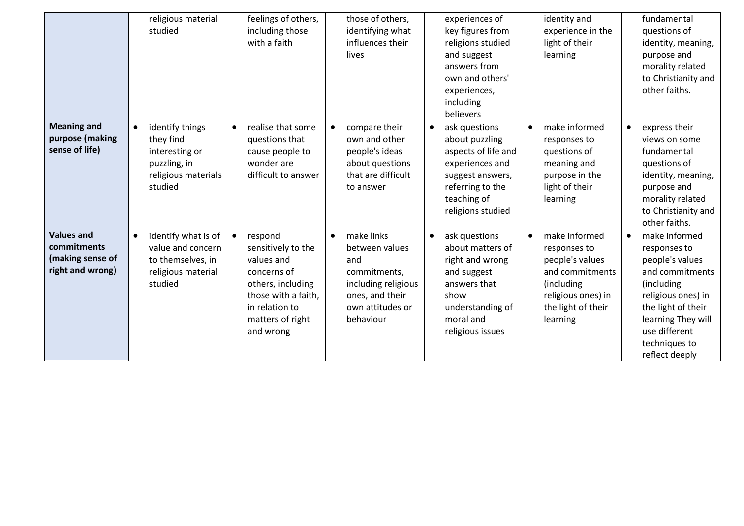|  |  |  |  |  |  |  |
|---|---|---|---|---|---|---|
|  | religious material studied | feelings of others, including those with a faith | those of others, identifying what influences their lives | experiences of key figures from religions studied and suggest answers from own and others' experiences, including believers | identity and experience in the light of their learning | fundamental questions of identity, meaning, purpose and morality related to Christianity and other faiths. |
| **Meaning and purpose (making sense of life)** | • identify things they find interesting or puzzling, in religious materials studied | • realise that some questions that cause people to wonder are difficult to answer | • compare their own and other people's ideas about questions that are difficult to answer | • ask questions about puzzling aspects of life and experiences and suggest answers, referring to the teaching of religions studied | • make informed responses to questions of meaning and purpose in the light of their learning | • express their views on some fundamental questions of identity, meaning, purpose and morality related to Christianity and other faiths. |
| **Values and commitments (making sense of right and wrong**) | • identify what is of value and concern to themselves, in religious material studied | • respond sensitively to the values and concerns of others, including those with a faith, in relation to matters of right and wrong | • make links between values and commitments, including religious ones, and their own attitudes or behaviour | • ask questions about matters of right and wrong and suggest answers that show understanding of moral and religious issues | • make informed responses to people's values and commitments (including religious ones) in the light of their learning | • make informed responses to people's values and commitments (including religious ones) in the light of their learning They will use different techniques to reflect deeply |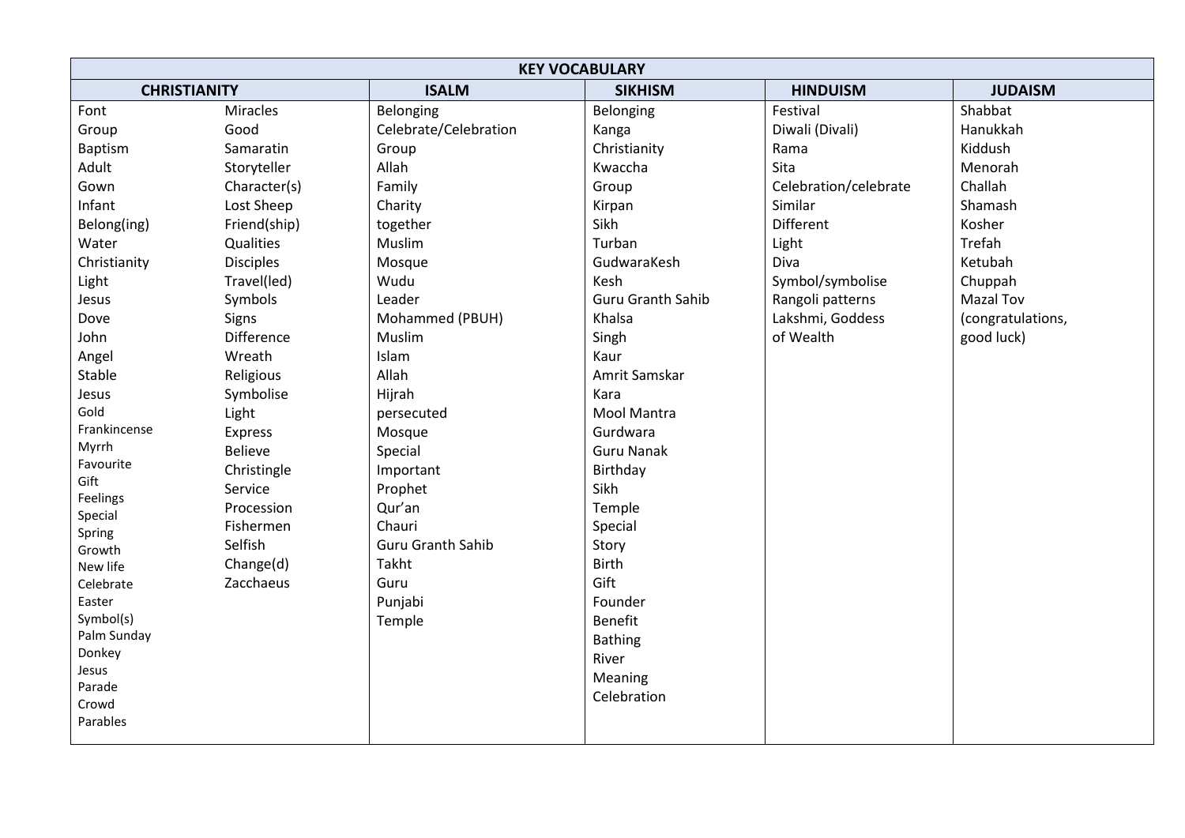| KEY VOCABULARY | | | | | |
|---|---|---|---|---|---|
| **CHRISTIANITY** | | **ISALM** | **SIKHISM** | **HINDUISM** | **JUDAISM** |
| Font | Miracles | Belonging | Belonging | Festival | Shabbat |
| Group | Good | Celebrate/Celebration | Kanga | Diwali (Divali) | Hanukkah |
| Baptism | Samaratin | Group | Christianity | Rama | Kiddush |
| Adult | Storyteller | Allah | Kwaccha | Sita | Menorah |
| Gown | Character(s) | Family | Group | Celebration/celebrate | Challah |
| Infant | Lost Sheep | Charity | Kirpan | Similar | Shamash |
| Belong(ing) | Friend(ship) | together | Sikh | Different | Kosher |
| Water | Qualities | Muslim | Turban | Light | Trefah |
| Christianity | Disciples | Mosque | GudwaraKesh | Diva | Ketubah |
| Light | Travel(led) | Wudu | Kesh | Symbol/symbolise | Chuppah |
| Jesus | Symbols | Leader | Guru Granth Sahib | Rangoli patterns | Mazal Tov |
| Dove | Signs | Mohammed (PBUH) | Khalsa | Lakshmi, Goddess | (congratulations, |
| John | Difference | Muslim | Singh | of Wealth | good luck) |
| Angel | Wreath | Islam | Kaur | | |
| Stable | Religious | Allah | Amrit Samskar | | |
| Jesus | Symbolise | Hijrah | Kara | | |
| Gold | Light | persecuted | Mool Mantra | | |
| Frankincense | Express | Mosque | Gurdwara | | |
| Myrrh | Believe | Special | Guru Nanak | | |
| Favourite | Christingle | Important | Birthday | | |
| Gift | Service | Prophet | Sikh | | |
| Feelings | Procession | Qur'an | Temple | | |
| Special | Fishermen | Chauri | Special | | |
| Spring | Selfish | Guru Granth Sahib | Story | | |
| Growth | Change(d) | Takht | Birth | | |
| New life | Zacchaeus | Guru | Gift | | |
| Celebrate | | Punjabi | Founder | | |
| Easter | | Temple | Benefit | | |
| Symbol(s) | | | Bathing | | |
| Palm Sunday | | | River | | |
| Donkey | | | Meaning | | |
| Jesus | | | Celebration | | |
| Parade | | | | | |
| Crowd | | | | | |
| Parables | | | | | |